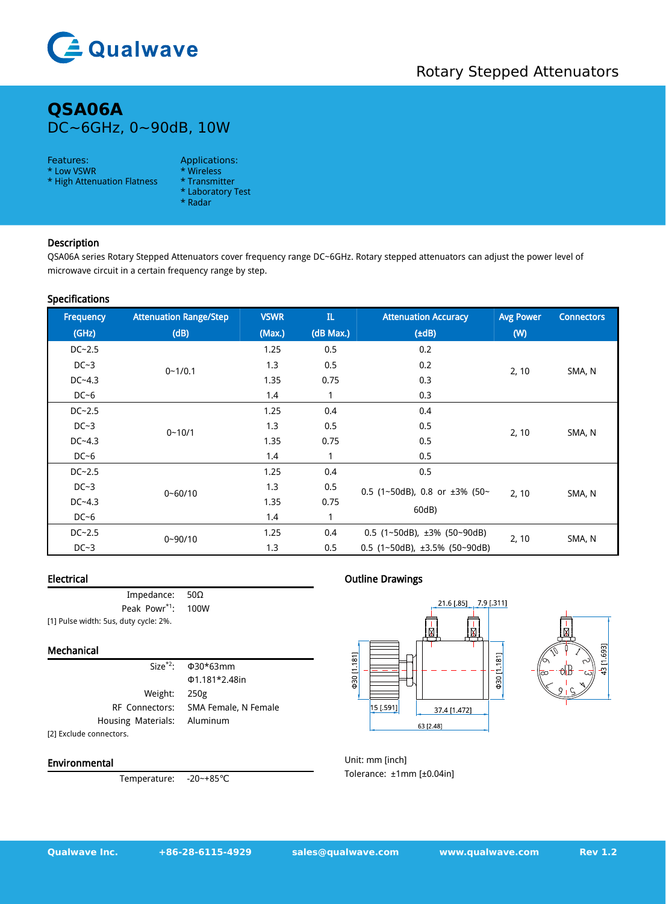# QSA06A

DC~6GHz, 0~90dB, 10W

Rotary Stepped Attenuators

**Features:**
* Low VSWR
* High Attenuation Flatness

**Applications:**
* Wireless
* Transmitter
* Laboratory Test
* Radar

## Description

QSA06A series Rotary Stepped Attenuators cover frequency range DC~6GHz. Rotary stepped attenuators can adjust the power level of microwave circuit in a certain frequency range by step.

## Specifications

| Frequency (GHz) | Attenuation Range/Step (dB) | VSWR (Max.) | IL (dB Max.) | Attenuation Accuracy (±dB) | Avg Power (W) | Connectors |
|---|---|---|---|---|---|---|
| DC~2.5 | 0~1/0.1 | 1.25 | 0.5 | 0.2 | 2, 10 | SMA, N |
| DC~3 | | 1.3 | 0.5 | 0.2 | | |
| DC~4.3 | | 1.35 | 0.75 | 0.3 | | |
| DC~6 | | 1.4 | 1 | 0.3 | | |
| DC~2.5 | 0~10/1 | 1.25 | 0.4 | 0.4 | 2, 10 | SMA, N |
| DC~3 | | 1.3 | 0.5 | 0.5 | | |
| DC~4.3 | | 1.35 | 0.75 | 0.5 | | |
| DC~6 | | 1.4 | 1 | 0.5 | | |
| DC~2.5 | 0~60/10 | 1.25 | 0.4 | 0.5 | 2, 10 | SMA, N |
| DC~3 | | 1.3 | 0.5 | 0.5 (1~50dB), 0.8 or ±3% (50~60dB) | | |
| DC~4.3 | | 1.35 | 0.75 | | | |
| DC~6 | | 1.4 | 1 | | | |
| DC~2.5 | 0~90/10 | 1.25 | 0.4 | 0.5 (1~50dB), ±3% (50~90dB) | 2, 10 | SMA, N |
| DC~3 | | 1.3 | 0.5 | 0.5 (1~50dB), ±3.5% (50~90dB) | | |

## Electrical

| | |
|---|---|
| Impedance: | 50Ω |
| Peak Powr[*1]: | 100W |

[1] Pulse width: 5us, duty cycle: 2%.

## Mechanical

| | |
|---|---|
| Size[*2]: | Φ30*63mm<br>Φ1.181*2.48in |
| Weight: | 250g |
| RF Connectors: | SMA Female, N Female |
| Housing Materials: | Aluminum |

[2] Exclude connectors.

## Environmental

| | |
|---|---|
| Temperature: | -20~+85℃ |

## Outline Drawings

21.6 [.85] 7.9 [.311]
Φ30 [1.181]
Φ30 [1.181]
43 [1.693]
15 [.591] 37.4 [1.472]
63 [2.48]

Unit: mm [inch]
Tolerance: ±1mm [±0.04in]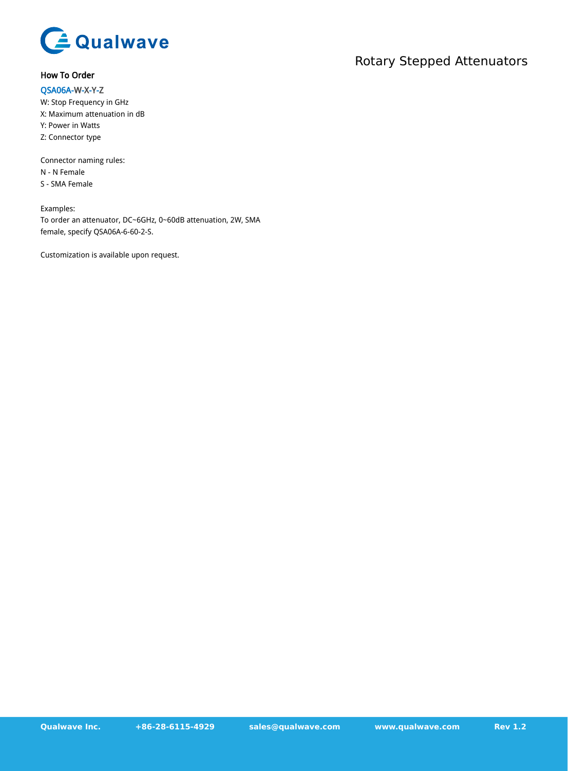## How To Order

QSA06A-W-X-Y-Z

W: Stop Frequency in GHz
X: Maximum attenuation in dB
Y: Power in Watts
Z: Connector type

Connector naming rules:
N - N Female
S - SMA Female

Examples:
To order an attenuator, DC~6GHz, 0~60dB attenuation, 2W, SMA female, specify QSA06A-6-60-2-S.

Customization is available upon request.